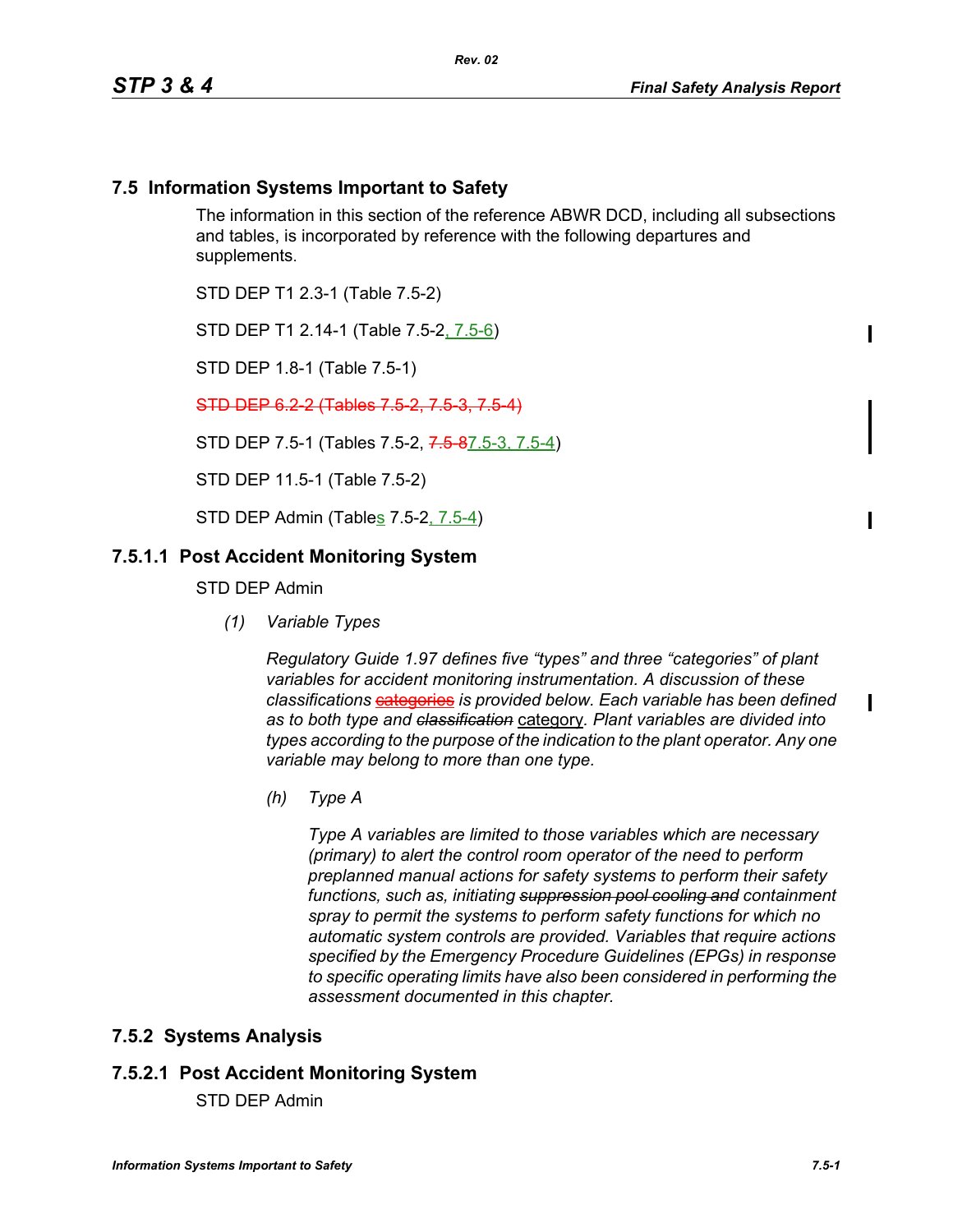## 7.5 Information Systems Important to Safety

The information in this section of the reference ABWR DCD, including all subsections and tables, is incorporated by reference with the following departures and supplements.

STD DEP T1 2.3-1 (Table 7.5-2)

STD DEP T1 2.14-1 (Table 7.5-2, 7.5-6)

STD DEP 1.8-1 (Table 7.5-1)

~~STD DEP 6.2-2 (Tables 7.5-2, 7.5-3, 7.5-4)~~

STD DEP 7.5-1 (Tables 7.5-2, ~~7.5-8~~7.5-3, 7.5-4)

STD DEP 11.5-1 (Table 7.5-2)

STD DEP Admin (Tables 7.5-2, 7.5-4)

### 7.5.1.1 Post Accident Monitoring System

STD DEP Admin

*(1) Variable Types*

*Regulatory Guide 1.97 defines five "types" and three "categories" of plant variables for accident monitoring instrumentation. A discussion of these classifications ~~categories~~ is provided below. Each variable has been defined as to both type and ~~classification~~ category. Plant variables are divided into types according to the purpose of the indication to the plant operator. Any one variable may belong to more than one type.*

*(h) Type A*

*Type A variables are limited to those variables which are necessary (primary) to alert the control room operator of the need to perform preplanned manual actions for safety systems to perform their safety functions, such as, initiating ~~suppression pool cooling and~~ containment spray to permit the systems to perform safety functions for which no automatic system controls are provided. Variables that require actions specified by the Emergency Procedure Guidelines (EPGs) in response to specific operating limits have also been considered in performing the assessment documented in this chapter.*

## 7.5.2 Systems Analysis

### 7.5.2.1 Post Accident Monitoring System

STD DEP Admin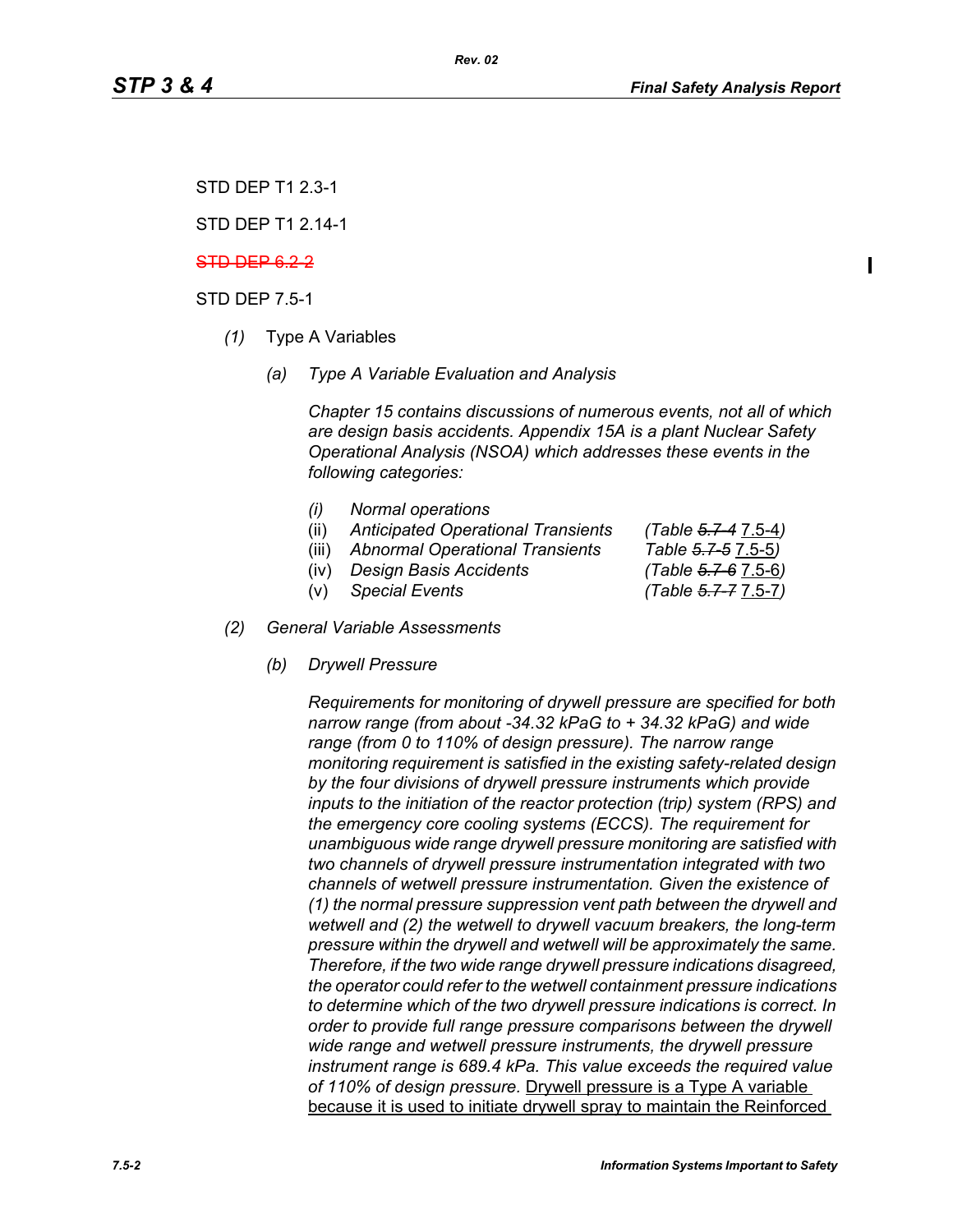STD DEP T1 2.3-1

STD DEP T1 2.14-1

~~STD DEP 6.2-2~~

STD DEP 7.5-1

*(1)* Type A Variables

*(a)* *Type A Variable Evaluation and Analysis*

*Chapter 15 contains discussions of numerous events, not all of which are design basis accidents. Appendix 15A is a plant Nuclear Safety Operational Analysis (NSOA) which addresses these events in the following categories:*

- *(i)* *Normal operations*
- (ii) *Anticipated Operational Transients* *(Table ~~5.7-4~~* <u>7.5-4</u>*)*
- (iii) *Abnormal Operational Transients* *Table ~~5.7-5~~* <u>7.5-5</u>*)*
- (iv) *Design Basis Accidents* *(Table ~~5.7-6~~* <u>7.5-6</u>*)*
- (v) *Special Events* *(Table ~~5.7-7~~* <u>7.5-7</u>*)*

*(2)* *General Variable Assessments*

*(b)* *Drywell Pressure*

*Requirements for monitoring of drywell pressure are specified for both narrow range (from about -34.32 kPaG to + 34.32 kPaG) and wide range (from 0 to 110% of design pressure). The narrow range monitoring requirement is satisfied in the existing safety-related design by the four divisions of drywell pressure instruments which provide inputs to the initiation of the reactor protection (trip) system (RPS) and the emergency core cooling systems (ECCS). The requirement for unambiguous wide range drywell pressure monitoring are satisfied with two channels of drywell pressure instrumentation integrated with two channels of wetwell pressure instrumentation. Given the existence of (1) the normal pressure suppression vent path between the drywell and wetwell and (2) the wetwell to drywell vacuum breakers, the long-term pressure within the drywell and wetwell will be approximately the same. Therefore, if the two wide range drywell pressure indications disagreed, the operator could refer to the wetwell containment pressure indications to determine which of the two drywell pressure indications is correct. In order to provide full range pressure comparisons between the drywell wide range and wetwell pressure instruments, the drywell pressure instrument range is 689.4 kPa. This value exceeds the required value of 110% of design pressure.* <u>Drywell pressure is a Type A variable because it is used to initiate drywell spray to maintain the Reinforced</u>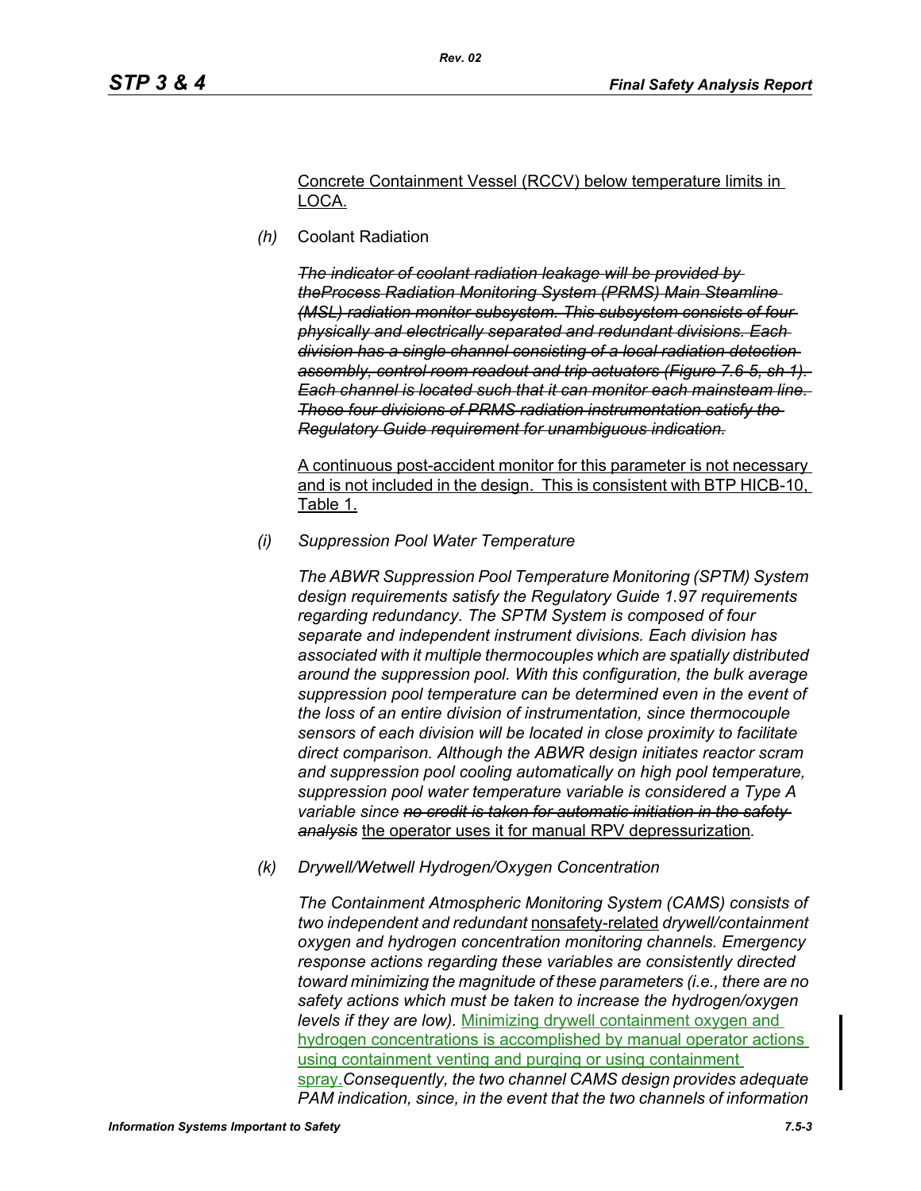Concrete Containment Vessel (RCCV) below temperature limits in LOCA.

*(h)* Coolant Radiation

~~*The indicator of coolant radiation leakage will be provided by theProcess Radiation Monitoring System (PRMS) Main Steamline (MSL) radiation monitor subsystem. This subsystem consists of four physically and electrically separated and redundant divisions. Each division has a single channel consisting of a local radiation detection assembly, control room readout and trip actuators (Figure 7.6-5, sh 1). Each channel is located such that it can monitor each mainsteam line. These four divisions of PRMS radiation instrumentation satisfy the Regulatory Guide requirement for unambiguous indication.*~~

A continuous post-accident monitor for this parameter is not necessary and is not included in the design. This is consistent with BTP HICB-10, Table 1.

*(i)* *Suppression Pool Water Temperature*

*The ABWR Suppression Pool Temperature Monitoring (SPTM) System design requirements satisfy the Regulatory Guide 1.97 requirements regarding redundancy. The SPTM System is composed of four separate and independent instrument divisions. Each division has associated with it multiple thermocouples which are spatially distributed around the suppression pool. With this configuration, the bulk average suppression pool temperature can be determined even in the event of the loss of an entire division of instrumentation, since thermocouple sensors of each division will be located in close proximity to facilitate direct comparison. Although the ABWR design initiates reactor scram and suppression pool cooling automatically on high pool temperature, suppression pool water temperature variable is considered a Type A variable since* ~~*no credit is taken for automatic initiation in the safety analysis*~~ the operator uses it for manual RPV depressurization*.*

*(k)* *Drywell/Wetwell Hydrogen/Oxygen Concentration*

*The Containment Atmospheric Monitoring System (CAMS) consists of two independent and redundant* nonsafety-related *drywell/containment oxygen and hydrogen concentration monitoring channels. Emergency response actions regarding these variables are consistently directed toward minimizing the magnitude of these parameters (i.e., there are no safety actions which must be taken to increase the hydrogen/oxygen levels if they are low).* Minimizing drywell containment oxygen and hydrogen concentrations is accomplished by manual operator actions using containment venting and purging or using containment spray.*Consequently, the two channel CAMS design provides adequate PAM indication, since, in the event that the two channels of information*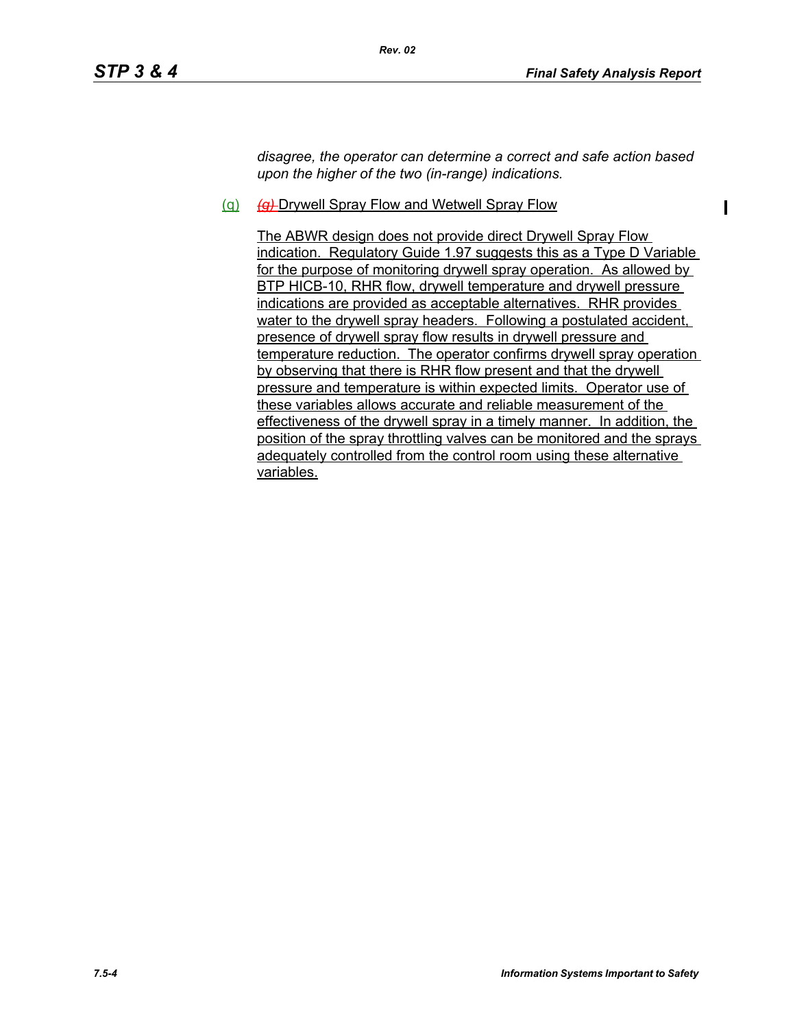*disagree, the operator can determine a correct and safe action based upon the higher of the two (in-range) indications.*

(q) ~~(g)~~ Drywell Spray Flow and Wetwell Spray Flow

The ABWR design does not provide direct Drywell Spray Flow indication. Regulatory Guide 1.97 suggests this as a Type D Variable for the purpose of monitoring drywell spray operation. As allowed by BTP HICB-10, RHR flow, drywell temperature and drywell pressure indications are provided as acceptable alternatives. RHR provides water to the drywell spray headers. Following a postulated accident, presence of drywell spray flow results in drywell pressure and temperature reduction. The operator confirms drywell spray operation by observing that there is RHR flow present and that the drywell pressure and temperature is within expected limits. Operator use of these variables allows accurate and reliable measurement of the effectiveness of the drywell spray in a timely manner. In addition, the position of the spray throttling valves can be monitored and the sprays adequately controlled from the control room using these alternative variables.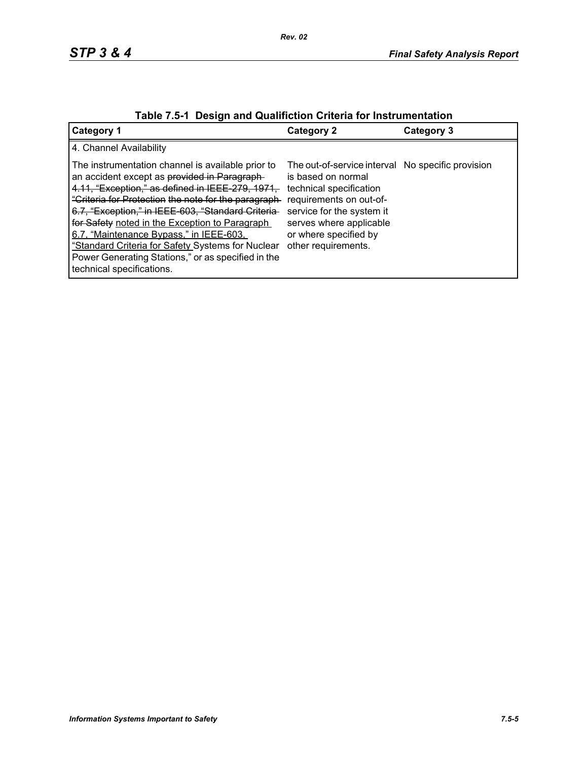Table 7.5-1 Design and Qualifiction Criteria for Instrumentation

| Category 1 | Category 2 | Category 3 |
|---|---|---|
| 4. Channel Availability | | |
| The instrumentation channel is available prior to an accident except as ~~provided in Paragraph 4.11, "Exception," as defined in IEEE-279, 1971, "Criteria for Protection~~ ~~the note for the paragraph 6.7, "Exception," in IEEE-603, "Standard Criteria for Safety~~ noted in the Exception to Paragraph 6.7, "Maintenance Bypass," in IEEE-603, "Standard Criteria for Safety Systems for Nuclear Power Generating Stations," or as specified in the technical specifications. | The out-of-service interval is based on normal technical specification requirements on out-of-service for the system it serves where applicable or where specified by other requirements. | No specific provision |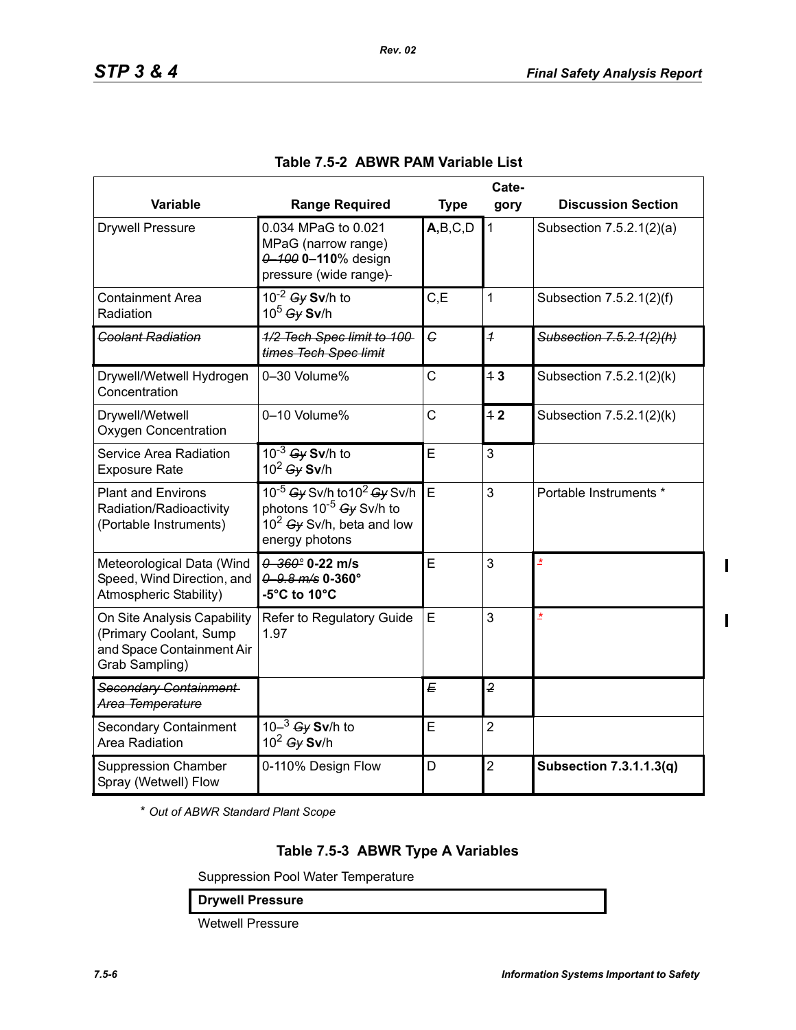## Table 7.5-2 ABWR PAM Variable List

| Variable | Range Required | Type | Cate-gory | Discussion Section |
|---|---|---|---|---|
| Drywell Pressure | 0.034 MPaG to 0.021 MPaG (narrow range) ~~0–100~~ **0–110**% design pressure (wide range) | **A**,B,C,D | 1 | Subsection 7.5.2.1(2)(a) |
| Containment Area Radiation | $10^{-2}$ ~~Gy~~ **Sv**/h to $10^{5}$ ~~Gy~~ **Sv**/h | C,E | 1 | Subsection 7.5.2.1(2)(f) |
| ~~Coolant Radiation~~ | ~~1/2 Tech Spec limit to 100 times Tech Spec limit~~ | ~~C~~ | ~~1~~ | ~~Subsection 7.5.2.1(2)(h)~~ |
| Drywell/Wetwell Hydrogen Concentration | 0–30 Volume% | C | ~~1~~ **3** | Subsection 7.5.2.1(2)(k) |
| Drywell/Wetwell Oxygen Concentration | 0–10 Volume% | C | ~~1~~ **2** | Subsection 7.5.2.1(2)(k) |
| Service Area Radiation Exposure Rate | $10^{-3}$ ~~Gy~~ **Sv**/h to $10^{2}$ ~~Gy~~ **Sv**/h | E | 3 | |
| Plant and Environs Radiation/Radioactivity (Portable Instruments) | $10^{-5}$ ~~Gy~~ Sv/h to $10^{2}$ ~~Gy~~ Sv/h photons $10^{-5}$ ~~Gy~~ Sv/h to $10^{2}$ ~~Gy~~ Sv/h, beta and low energy photons | E | 3 | Portable Instruments * |
| Meteorological Data (Wind Speed, Wind Direction, and Atmospheric Stability) | ~~0–360°~~ **0-22 m/s** ~~0–9.8 m/s~~ **0-360°** **-5°C to 10°C** | E | 3 | * |
| On Site Analysis Capability (Primary Coolant, Sump and Space Containment Air Grab Sampling) | Refer to Regulatory Guide 1.97 | E | 3 | * |
| ~~Secondary Containment Area Temperature~~ | | ~~E~~ | ~~2~~ | |
| Secondary Containment Area Radiation | $10^{-3}$ ~~Gy~~ **Sv**/h to $10^{2}$ ~~Gy~~ **Sv**/h | E | 2 | |
| Suppression Chamber Spray (Wetwell) Flow | 0-110% Design Flow | D | 2 | **Subsection 7.3.1.1.3(q)** |

\* *Out of ABWR Standard Plant Scope*

## Table 7.5-3 ABWR Type A Variables

Suppression Pool Water Temperature

**Drywell Pressure**

Wetwell Pressure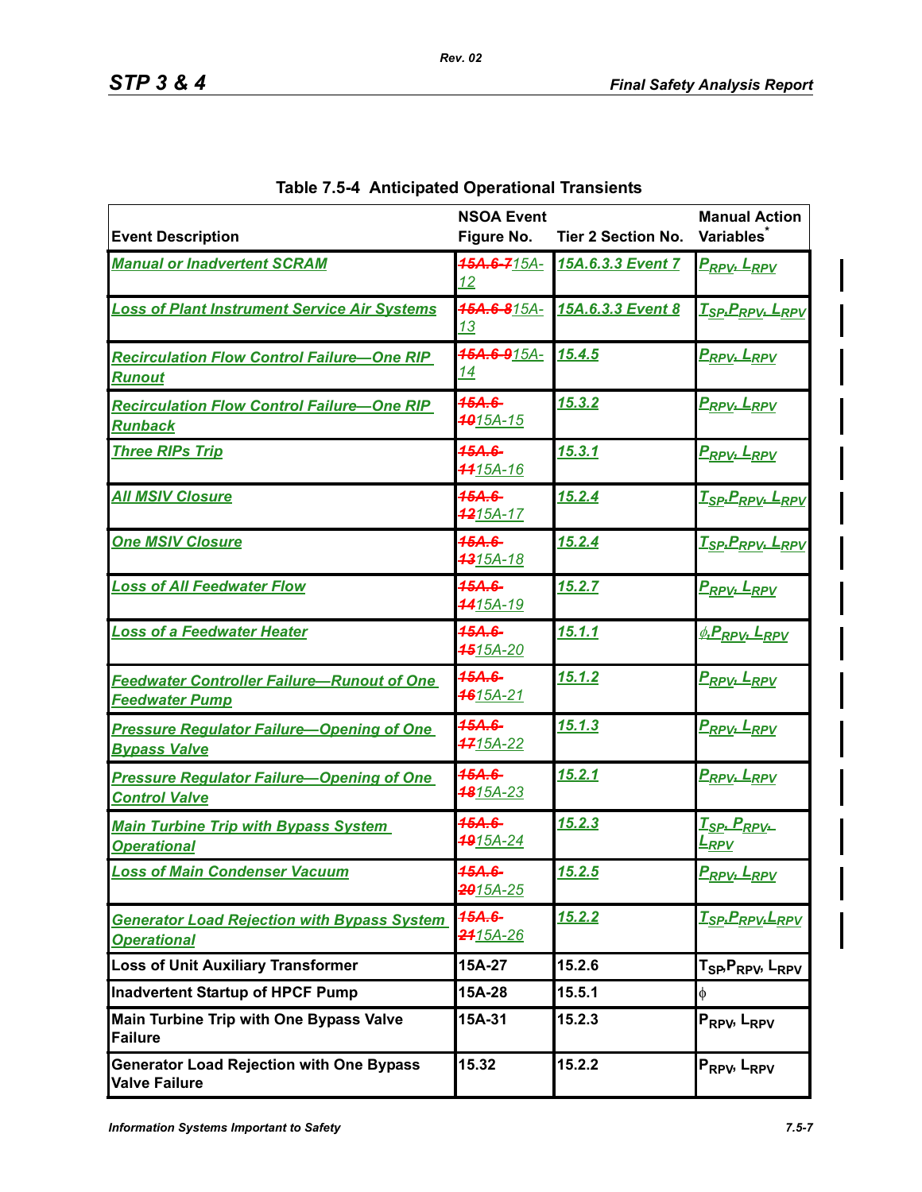**Table 7.5-4 Anticipated Operational Transients**

| Event Description | NSOA Event Figure No. | Tier 2 Section No. | Manual Action Variables* |
|---|---|---|---|
| *Manual or Inadvertent SCRAM* | ~~15A.6-7~~15A-12 | 15A.6.3.3 Event 7 | $P_{RPV}$, $L_{RPV}$ |
| *Loss of Plant Instrument Service Air Systems* | ~~15A.6-8~~15A-13 | 15A.6.3.3 Event 8 | $T_{SP}$, $P_{RPV}$, $L_{RPV}$ |
| *Recirculation Flow Control Failure—One RIP Runout* | ~~15A.6-9~~15A-14 | 15.4.5 | $P_{RPV}$, $L_{RPV}$ |
| *Recirculation Flow Control Failure—One RIP Runback* | ~~15A.6-10~~15A-15 | 15.3.2 | $P_{RPV}$, $L_{RPV}$ |
| *Three RIPs Trip* | ~~15A.6-11~~15A-16 | 15.3.1 | $P_{RPV}$, $L_{RPV}$ |
| *All MSIV Closure* | ~~15A.6-12~~15A-17 | 15.2.4 | $T_{SP}$, $P_{RPV}$, $L_{RPV}$ |
| *One MSIV Closure* | ~~15A.6-13~~15A-18 | 15.2.4 | $T_{SP}$, $P_{RPV}$, $L_{RPV}$ |
| *Loss of All Feedwater Flow* | ~~15A.6-14~~15A-19 | 15.2.7 | $P_{RPV}$, $L_{RPV}$ |
| *Loss of a Feedwater Heater* | ~~15A.6-15~~15A-20 | 15.1.1 | $\phi$, $P_{RPV}$, $L_{RPV}$ |
| *Feedwater Controller Failure—Runout of One Feedwater Pump* | ~~15A.6-16~~15A-21 | 15.1.2 | $P_{RPV}$, $L_{RPV}$ |
| *Pressure Regulator Failure—Opening of One Bypass Valve* | ~~15A.6-17~~15A-22 | 15.1.3 | $P_{RPV}$, $L_{RPV}$ |
| *Pressure Regulator Failure—Opening of One Control Valve* | ~~15A.6-18~~15A-23 | 15.2.1 | $P_{RPV}$, $L_{RPV}$ |
| *Main Turbine Trip with Bypass System Operational* | ~~15A.6-19~~15A-24 | 15.2.3 | $T_{SP}$, $P_{RPV}$, $L_{RPV}$ |
| *Loss of Main Condenser Vacuum* | ~~15A.6-20~~15A-25 | 15.2.5 | $P_{RPV}$, $L_{RPV}$ |
| *Generator Load Rejection with Bypass System Operational* | ~~15A.6-21~~15A-26 | 15.2.2 | $T_{SP}$, $P_{RPV}$, $L_{RPV}$ |
| Loss of Unit Auxiliary Transformer | 15A-27 | 15.2.6 | $T_{SP}$, $P_{RPV}$, $L_{RPV}$ |
| Inadvertent Startup of HPCF Pump | 15A-28 | 15.5.1 | $\phi$ |
| Main Turbine Trip with One Bypass Valve Failure | 15A-31 | 15.2.3 | $P_{RPV}$, $L_{RPV}$ |
| Generator Load Rejection with One Bypass Valve Failure | 15.32 | 15.2.2 | $P_{RPV}$, $L_{RPV}$ |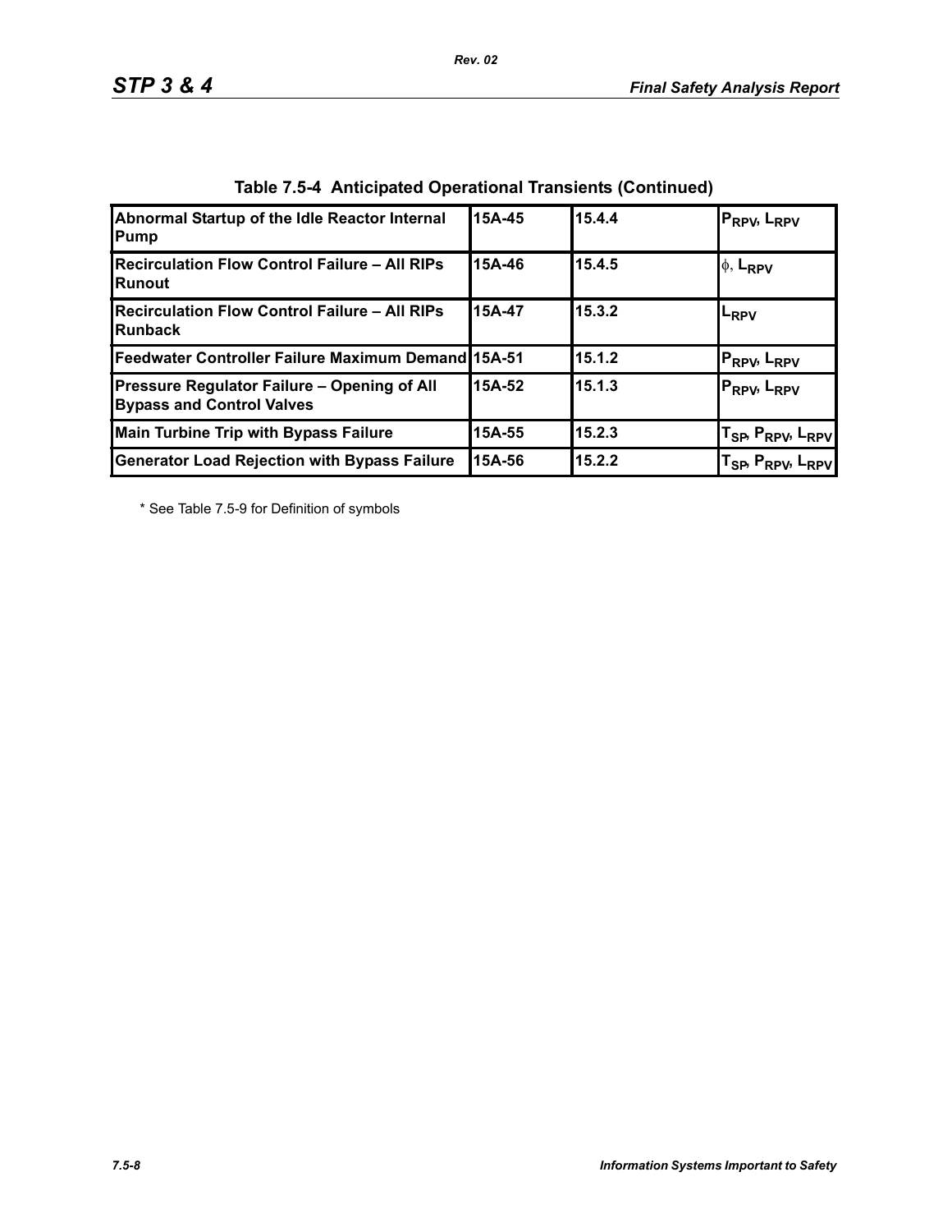**Table 7.5-4 Anticipated Operational Transients (Continued)**

| | | | |
|---|---|---|---|
| **Abnormal Startup of the Idle Reactor Internal Pump** | **15A-45** | **15.4.4** | $P_{RPV}$, $L_{RPV}$ |
| **Recirculation Flow Control Failure – All RIPs Runout** | **15A-46** | **15.4.5** | $\phi$, $L_{RPV}$ |
| **Recirculation Flow Control Failure – All RIPs Runback** | **15A-47** | **15.3.2** | $L_{RPV}$ |
| **Feedwater Controller Failure Maximum Demand** | **15A-51** | **15.1.2** | $P_{RPV}$, $L_{RPV}$ |
| **Pressure Regulator Failure – Opening of All Bypass and Control Valves** | **15A-52** | **15.1.3** | $P_{RPV}$, $L_{RPV}$ |
| **Main Turbine Trip with Bypass Failure** | **15A-55** | **15.2.3** | $T_{SP}$, $P_{RPV}$, $L_{RPV}$ |
| **Generator Load Rejection with Bypass Failure** | **15A-56** | **15.2.2** | $T_{SP}$, $P_{RPV}$, $L_{RPV}$ |

* See Table 7.5-9 for Definition of symbols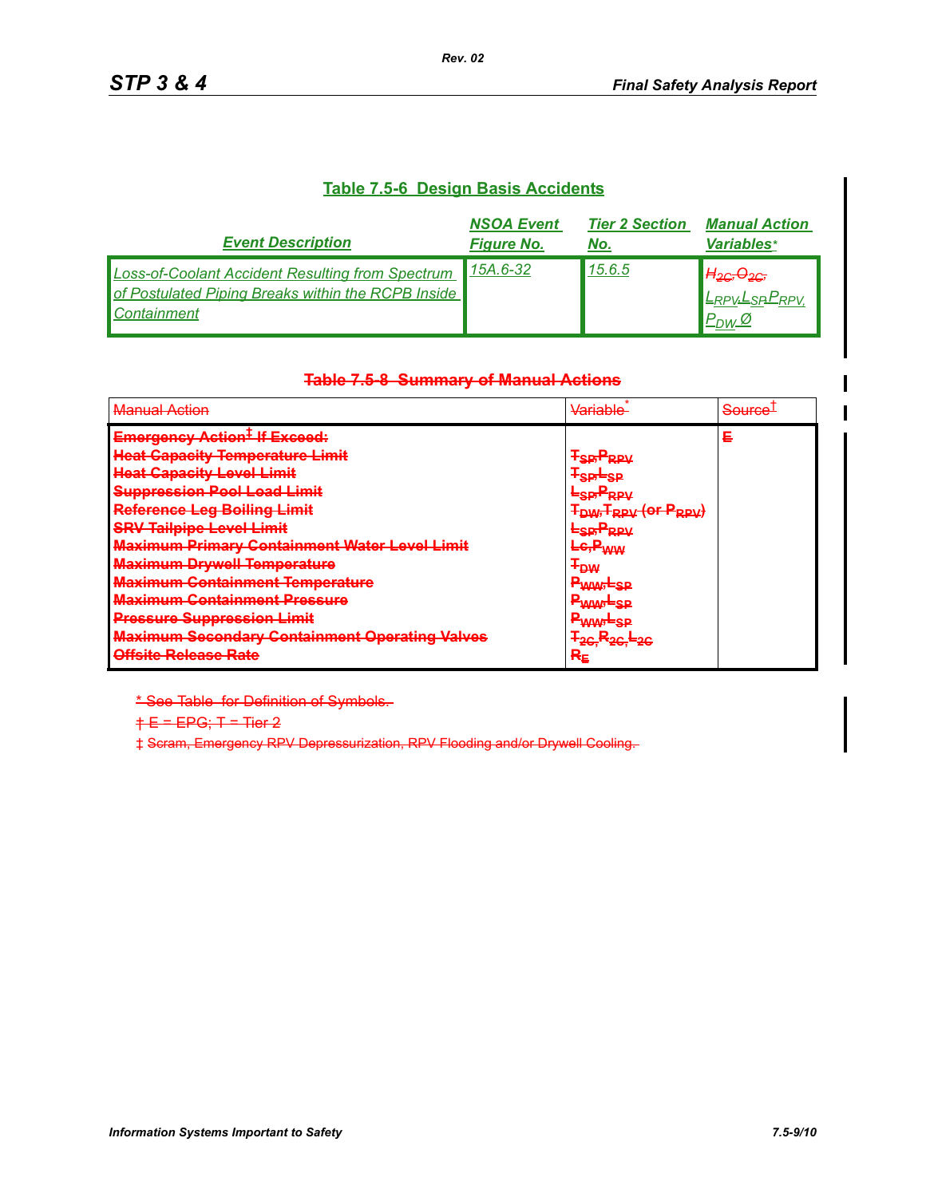## Table 7.5-6 Design Basis Accidents

| Event Description | NSOA Event Figure No. | Tier 2 Section No. | Manual Action Variables* |
|---|---|---|---|
| *Loss-of-Coolant Accident Resulting from Spectrum of Postulated Piping Breaks within the RCPB Inside Containment* | *15A.6-32* | *15.6.5* | *$H_{2C}$, $O_{2C}$, $L_{RPV}$, $L_{SP}$, $P_{RPV}$, $P_{DW}$, Ø* |

## Table 7.5-8 Summary of Manual Actions

| Manual Action | Variable* | Source† |
|---|---|---|
| **Emergency Action‡ If Exceed:** | | **E** |
| **Heat Capacity Temperature Limit** | $T_{SP}$, $P_{RPV}$ | |
| **Heat Capacity Level Limit** | $T_{SP}$, $L_{SP}$ | |
| **Suppression Pool Load Limit** | $L_{SP}$, $P_{RPV}$ | |
| **Reference Leg Boiling Limit** | $T_{DW}$, $T_{RPV}$ (or $P_{RPV}$) | |
| **SRV Tailpipe Level Limit** | $L_{SP}$, $P_{RPV}$ | |
| **Maximum Primary Containment Water Level Limit** | $L_C$, $P_{WW}$ | |
| **Maximum Drywell Temperature** | $T_{DW}$ | |
| **Maximum Containment Temperature** | $P_{WW}$, $L_{SP}$ | |
| **Maximum Containment Pressure** | $P_{WW}$, $L_{SP}$ | |
| **Pressure Suppression Limit** | $P_{WW}$, $L_{SP}$ | |
| **Maximum Secondary Containment Operating Valves** | $T_{2C}$, $R_{2C}$, $L_{2C}$ | |
| **Offsite Release Rate** | $R_E$ | |

\* See Table for Definition of Symbols.

† E = EPG; T = Tier 2

‡ Scram, Emergency RPV Depressurization, RPV Flooding and/or Drywell Cooling.